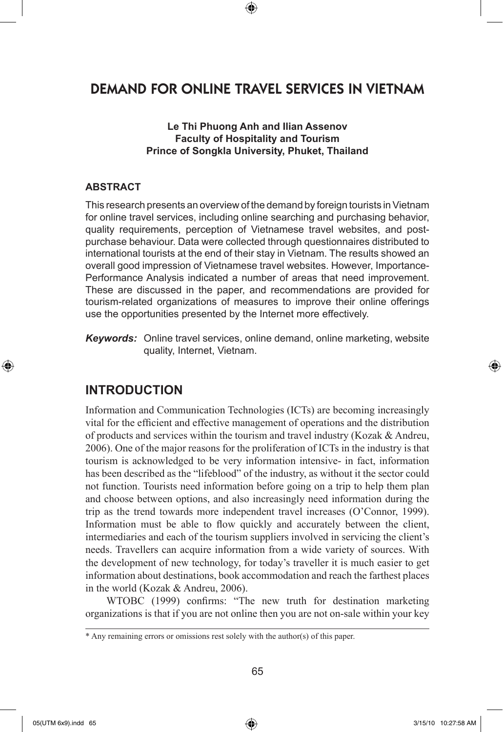# DEMAND FOR ONLINE TRAVEL SERVICES IN VIETNAM

**Le Thi Phuong Anh and Ilian Assenov**
**Faculty of Hospitality and Tourism**
**Prince of Songkla University, Phuket, Thailand**

### ABSTRACT

This research presents an overview of the demand by foreign tourists in Vietnam for online travel services, including online searching and purchasing behavior, quality requirements, perception of Vietnamese travel websites, and post-purchase behaviour. Data were collected through questionnaires distributed to international tourists at the end of their stay in Vietnam. The results showed an overall good impression of Vietnamese travel websites. However, Importance-Performance Analysis indicated a number of areas that need improvement. These are discussed in the paper, and recommendations are provided for tourism-related organizations of measures to improve their online offerings use the opportunities presented by the Internet more effectively.

***Keywords:*** Online travel services, online demand, online marketing, website quality, Internet, Vietnam.

## INTRODUCTION

Information and Communication Technologies (ICTs) are becoming increasingly vital for the efficient and effective management of operations and the distribution of products and services within the tourism and travel industry (Kozak & Andreu, 2006). One of the major reasons for the proliferation of ICTs in the industry is that tourism is acknowledged to be very information intensive- in fact, information has been described as the "lifeblood" of the industry, as without it the sector could not function. Tourists need information before going on a trip to help them plan and choose between options, and also increasingly need information during the trip as the trend towards more independent travel increases (O'Connor, 1999). Information must be able to flow quickly and accurately between the client, intermediaries and each of the tourism suppliers involved in servicing the client's needs. Travellers can acquire information from a wide variety of sources. With the development of new technology, for today's traveller it is much easier to get information about destinations, book accommodation and reach the farthest places in the world (Kozak & Andreu, 2006).

WTOBC (1999) confirms: "The new truth for destination marketing organizations is that if you are not online then you are not on-sale within your key

---

* Any remaining errors or omissions rest solely with the author(s) of this paper.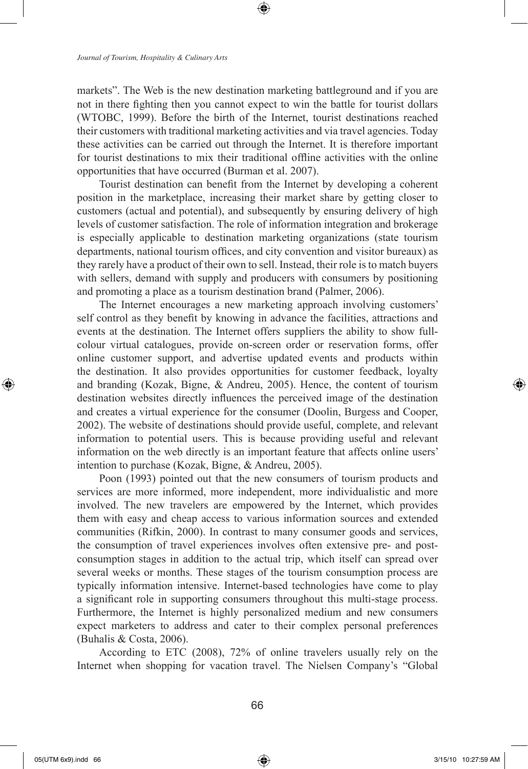markets". The Web is the new destination marketing battleground and if you are not in there fighting then you cannot expect to win the battle for tourist dollars (WTOBC, 1999). Before the birth of the Internet, tourist destinations reached their customers with traditional marketing activities and via travel agencies. Today these activities can be carried out through the Internet. It is therefore important for tourist destinations to mix their traditional offline activities with the online opportunities that have occurred (Burman et al. 2007).

Tourist destination can benefit from the Internet by developing a coherent position in the marketplace, increasing their market share by getting closer to customers (actual and potential), and subsequently by ensuring delivery of high levels of customer satisfaction. The role of information integration and brokerage is especially applicable to destination marketing organizations (state tourism departments, national tourism offices, and city convention and visitor bureaux) as they rarely have a product of their own to sell. Instead, their role is to match buyers with sellers, demand with supply and producers with consumers by positioning and promoting a place as a tourism destination brand (Palmer, 2006).

The Internet encourages a new marketing approach involving customers' self control as they benefit by knowing in advance the facilities, attractions and events at the destination. The Internet offers suppliers the ability to show full-colour virtual catalogues, provide on-screen order or reservation forms, offer online customer support, and advertise updated events and products within the destination. It also provides opportunities for customer feedback, loyalty and branding (Kozak, Bigne, & Andreu, 2005). Hence, the content of tourism destination websites directly influences the perceived image of the destination and creates a virtual experience for the consumer (Doolin, Burgess and Cooper, 2002). The website of destinations should provide useful, complete, and relevant information to potential users. This is because providing useful and relevant information on the web directly is an important feature that affects online users' intention to purchase (Kozak, Bigne, & Andreu, 2005).

Poon (1993) pointed out that the new consumers of tourism products and services are more informed, more independent, more individualistic and more involved. The new travelers are empowered by the Internet, which provides them with easy and cheap access to various information sources and extended communities (Rifkin, 2000). In contrast to many consumer goods and services, the consumption of travel experiences involves often extensive pre- and post-consumption stages in addition to the actual trip, which itself can spread over several weeks or months. These stages of the tourism consumption process are typically information intensive. Internet-based technologies have come to play a significant role in supporting consumers throughout this multi-stage process. Furthermore, the Internet is highly personalized medium and new consumers expect marketers to address and cater to their complex personal preferences (Buhalis & Costa, 2006).

According to ETC (2008), 72% of online travelers usually rely on the Internet when shopping for vacation travel. The Nielsen Company's "Global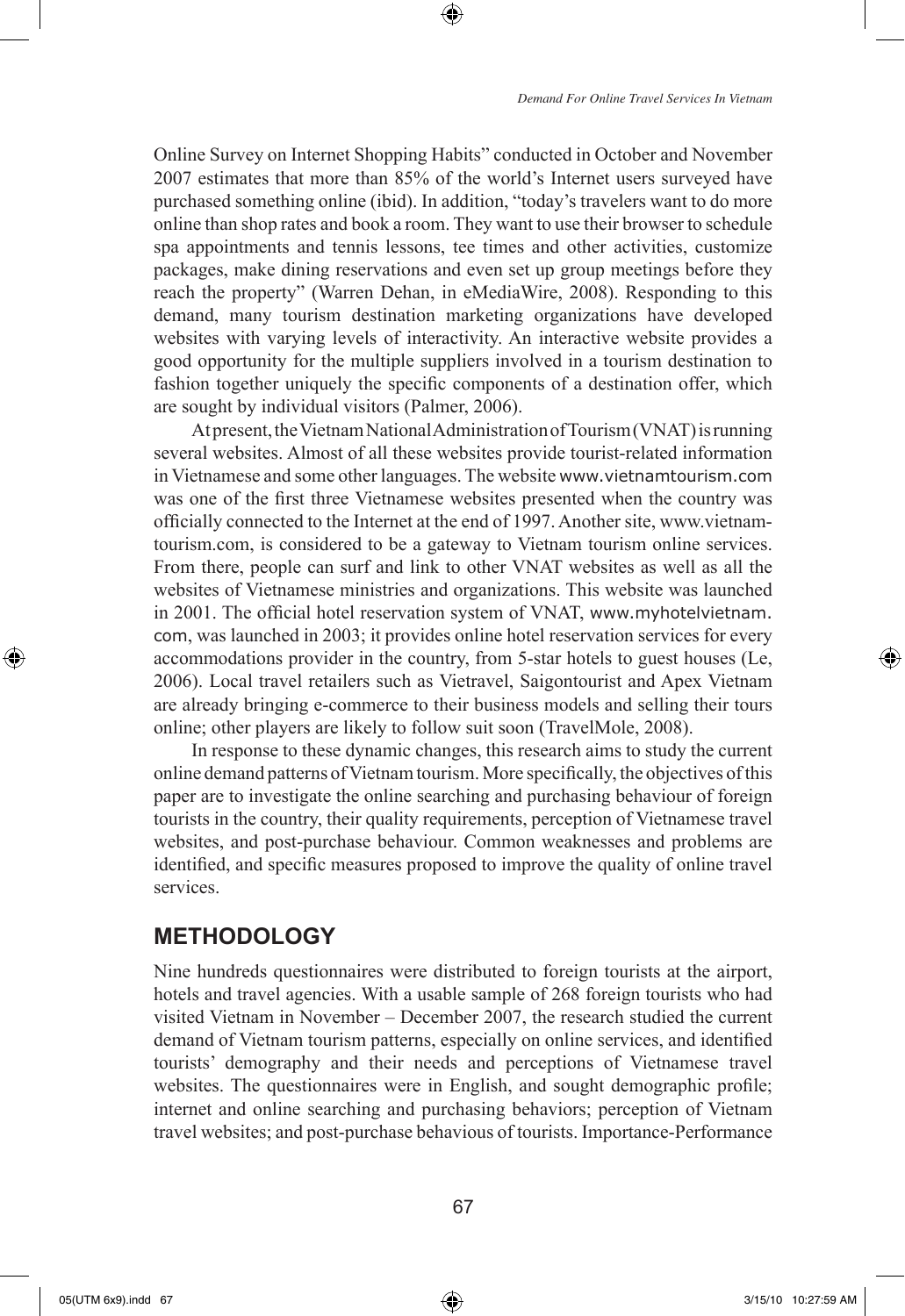Online Survey on Internet Shopping Habits" conducted in October and November 2007 estimates that more than 85% of the world's Internet users surveyed have purchased something online (ibid). In addition, "today's travelers want to do more online than shop rates and book a room. They want to use their browser to schedule spa appointments and tennis lessons, tee times and other activities, customize packages, make dining reservations and even set up group meetings before they reach the property" (Warren Dehan, in eMediaWire, 2008). Responding to this demand, many tourism destination marketing organizations have developed websites with varying levels of interactivity. An interactive website provides a good opportunity for the multiple suppliers involved in a tourism destination to fashion together uniquely the specific components of a destination offer, which are sought by individual visitors (Palmer, 2006).

At present, the Vietnam National Administration of Tourism (VNAT) is running several websites. Almost of all these websites provide tourist-related information in Vietnamese and some other languages. The website www.vietnamtourism.com was one of the first three Vietnamese websites presented when the country was officially connected to the Internet at the end of 1997. Another site, www.vietnam-tourism.com, is considered to be a gateway to Vietnam tourism online services. From there, people can surf and link to other VNAT websites as well as all the websites of Vietnamese ministries and organizations. This website was launched in 2001. The official hotel reservation system of VNAT, www.myhotelvietnam.com, was launched in 2003; it provides online hotel reservation services for every accommodations provider in the country, from 5-star hotels to guest houses (Le, 2006). Local travel retailers such as Vietravel, Saigontourist and Apex Vietnam are already bringing e-commerce to their business models and selling their tours online; other players are likely to follow suit soon (TravelMole, 2008).

In response to these dynamic changes, this research aims to study the current online demand patterns of Vietnam tourism. More specifically, the objectives of this paper are to investigate the online searching and purchasing behaviour of foreign tourists in the country, their quality requirements, perception of Vietnamese travel websites, and post-purchase behaviour. Common weaknesses and problems are identified, and specific measures proposed to improve the quality of online travel services.

## METHODOLOGY

Nine hundreds questionnaires were distributed to foreign tourists at the airport, hotels and travel agencies. With a usable sample of 268 foreign tourists who had visited Vietnam in November – December 2007, the research studied the current demand of Vietnam tourism patterns, especially on online services, and identified tourists' demography and their needs and perceptions of Vietnamese travel websites. The questionnaires were in English, and sought demographic profile; internet and online searching and purchasing behaviors; perception of Vietnam travel websites; and post-purchase behavious of tourists. Importance-Performance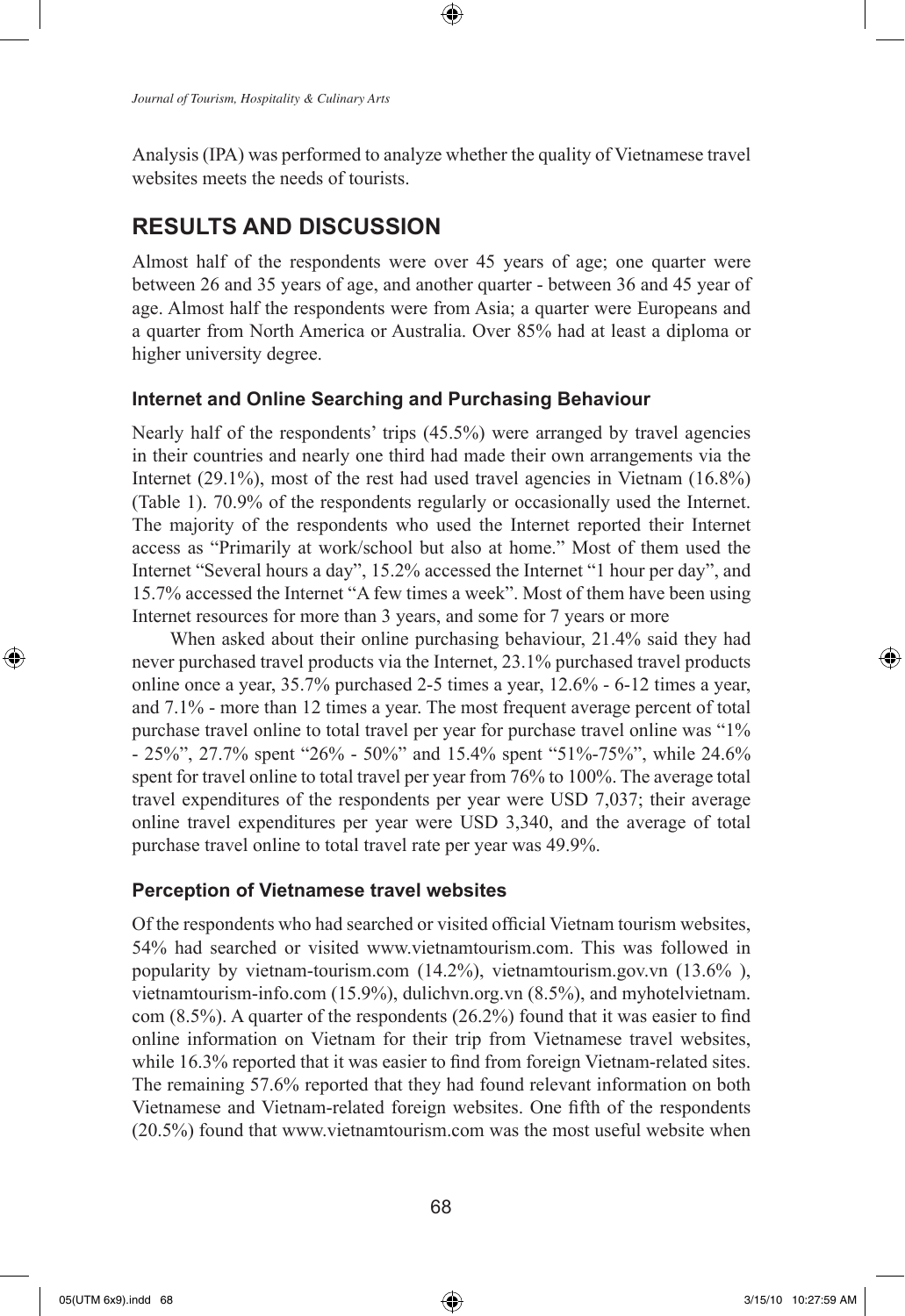Analysis (IPA) was performed to analyze whether the quality of Vietnamese travel websites meets the needs of tourists.

## RESULTS AND DISCUSSION

Almost half of the respondents were over 45 years of age; one quarter were between 26 and 35 years of age, and another quarter - between 36 and 45 year of age. Almost half the respondents were from Asia; a quarter were Europeans and a quarter from North America or Australia. Over 85% had at least a diploma or higher university degree.

### Internet and Online Searching and Purchasing Behaviour

Nearly half of the respondents' trips (45.5%) were arranged by travel agencies in their countries and nearly one third had made their own arrangements via the Internet (29.1%), most of the rest had used travel agencies in Vietnam (16.8%) (Table 1). 70.9% of the respondents regularly or occasionally used the Internet. The majority of the respondents who used the Internet reported their Internet access as "Primarily at work/school but also at home." Most of them used the Internet "Several hours a day", 15.2% accessed the Internet "1 hour per day", and 15.7% accessed the Internet "A few times a week". Most of them have been using Internet resources for more than 3 years, and some for 7 years or more

When asked about their online purchasing behaviour, 21.4% said they had never purchased travel products via the Internet, 23.1% purchased travel products online once a year, 35.7% purchased 2-5 times a year, 12.6% - 6-12 times a year, and 7.1% - more than 12 times a year. The most frequent average percent of total purchase travel online to total travel per year for purchase travel online was "1% - 25%", 27.7% spent "26% - 50%" and 15.4% spent "51%-75%", while 24.6% spent for travel online to total travel per year from 76% to 100%. The average total travel expenditures of the respondents per year were USD 7,037; their average online travel expenditures per year were USD 3,340, and the average of total purchase travel online to total travel rate per year was 49.9%.

### Perception of Vietnamese travel websites

Of the respondents who had searched or visited official Vietnam tourism websites, 54% had searched or visited www.vietnamtourism.com. This was followed in popularity by vietnam-tourism.com (14.2%), vietnamtourism.gov.vn (13.6% ), vietnamtourism-info.com (15.9%), dulichvn.org.vn (8.5%), and myhotelvietnam.com (8.5%). A quarter of the respondents (26.2%) found that it was easier to find online information on Vietnam for their trip from Vietnamese travel websites, while 16.3% reported that it was easier to find from foreign Vietnam-related sites. The remaining 57.6% reported that they had found relevant information on both Vietnamese and Vietnam-related foreign websites. One fifth of the respondents (20.5%) found that www.vietnamtourism.com was the most useful website when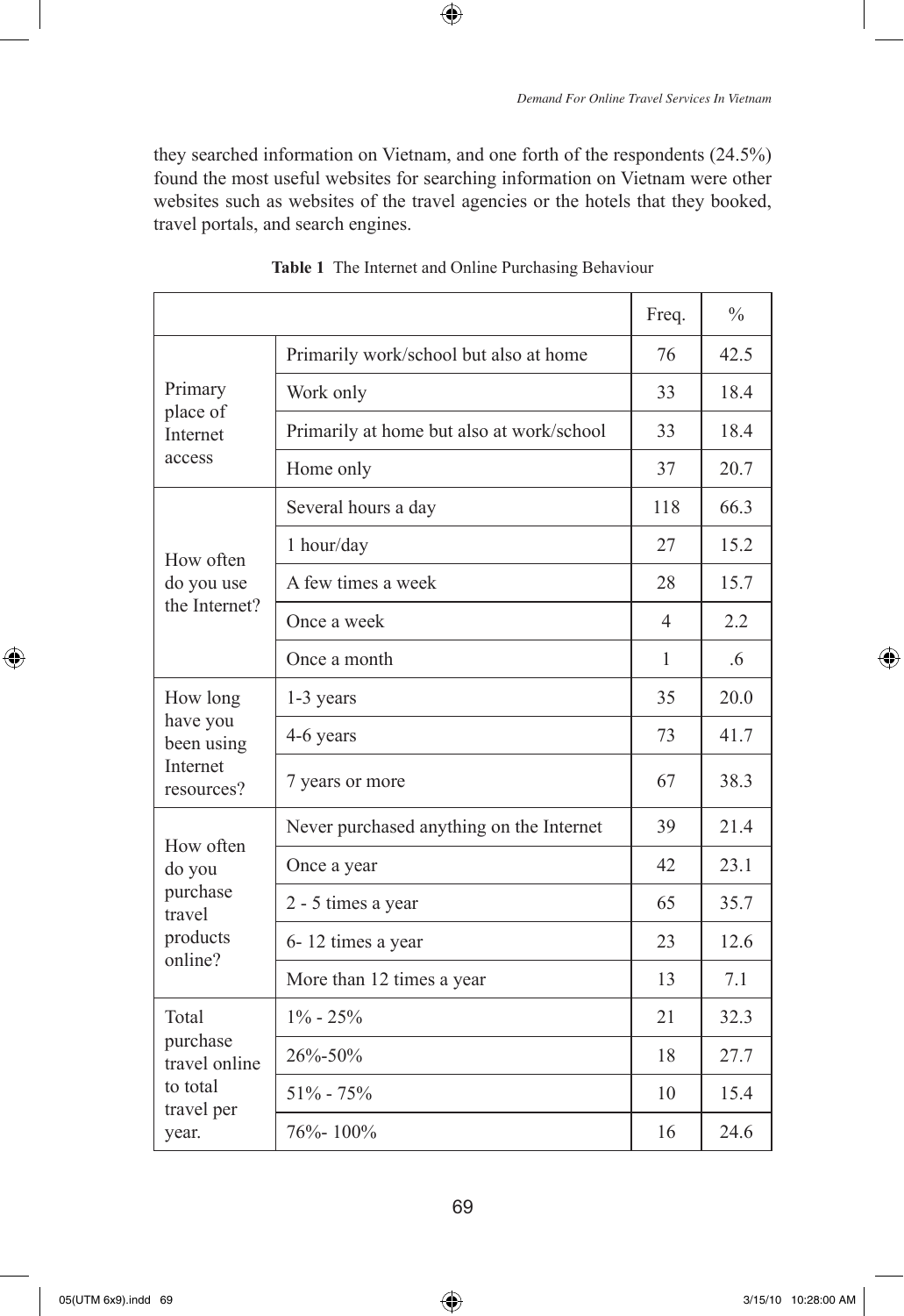they searched information on Vietnam, and one forth of the respondents (24.5%) found the most useful websites for searching information on Vietnam were other websites such as websites of the travel agencies or the hotels that they booked, travel portals, and search engines.

**Table 1** The Internet and Online Purchasing Behaviour

| | | Freq. | % |
|---|---|---|---|
| Primary place of Internet access | Primarily work/school but also at home | 76 | 42.5 |
| | Work only | 33 | 18.4 |
| | Primarily at home but also at work/school | 33 | 18.4 |
| | Home only | 37 | 20.7 |
| How often do you use the Internet? | Several hours a day | 118 | 66.3 |
| | 1 hour/day | 27 | 15.2 |
| | A few times a week | 28 | 15.7 |
| | Once a week | 4 | 2.2 |
| | Once a month | 1 | .6 |
| How long have you been using Internet resources? | 1-3 years | 35 | 20.0 |
| | 4-6 years | 73 | 41.7 |
| | 7 years or more | 67 | 38.3 |
| How often do you purchase travel products online? | Never purchased anything on the Internet | 39 | 21.4 |
| | Once a year | 42 | 23.1 |
| | 2 - 5 times a year | 65 | 35.7 |
| | 6- 12 times a year | 23 | 12.6 |
| | More than 12 times a year | 13 | 7.1 |
| Total purchase travel online to total travel per year. | 1% - 25% | 21 | 32.3 |
| | 26%-50% | 18 | 27.7 |
| | 51% - 75% | 10 | 15.4 |
| | 76%- 100% | 16 | 24.6 |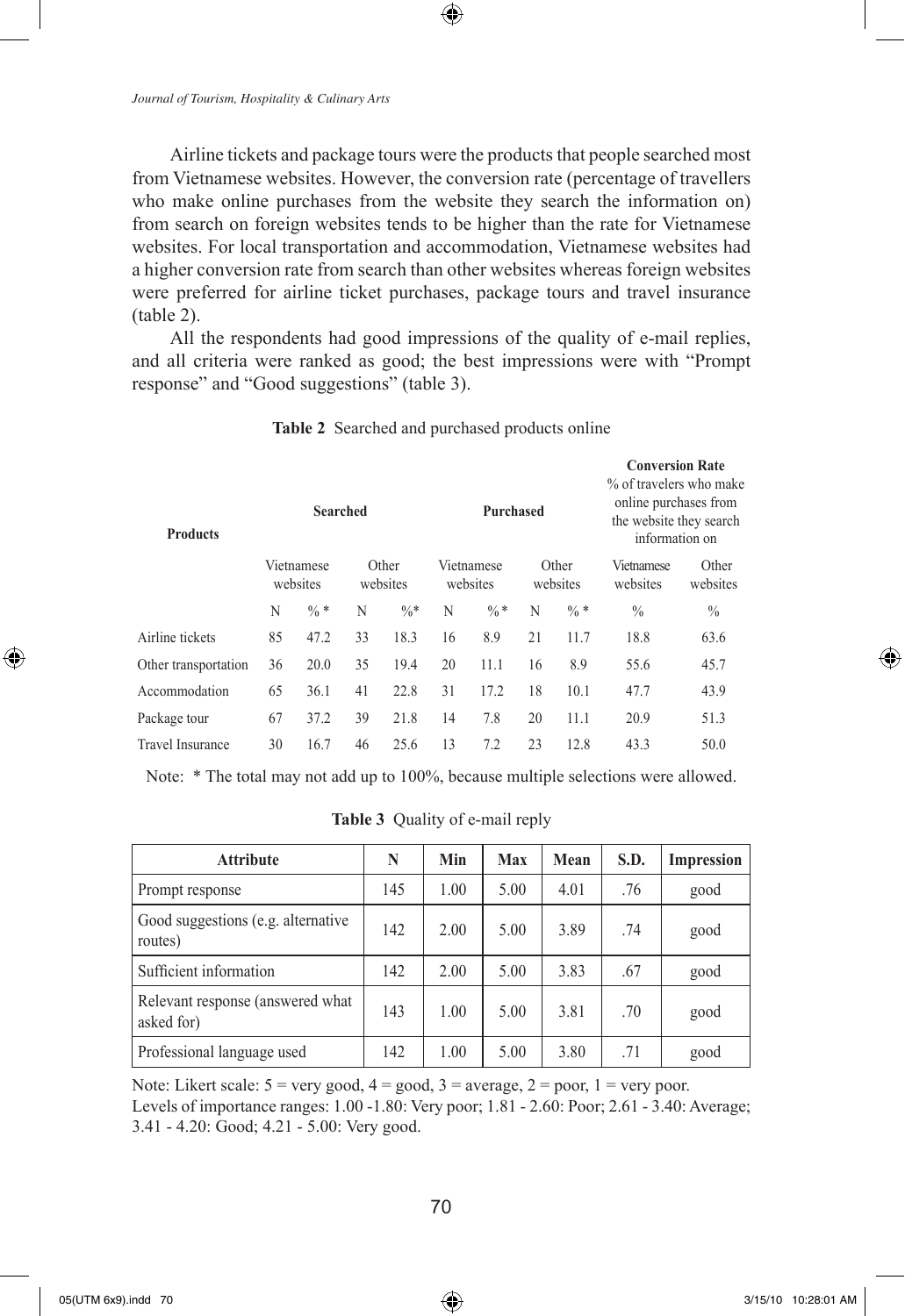Airline tickets and package tours were the products that people searched most from Vietnamese websites. However, the conversion rate (percentage of travellers who make online purchases from the website they search the information on) from search on foreign websites tends to be higher than the rate for Vietnamese websites. For local transportation and accommodation, Vietnamese websites had a higher conversion rate from search than other websites whereas foreign websites were preferred for airline ticket purchases, package tours and travel insurance (table 2).

All the respondents had good impressions of the quality of e-mail replies, and all criteria were ranked as good; the best impressions were with "Prompt response" and "Good suggestions" (table 3).

**Table 2** Searched and purchased products online

| Products | Searched | | | | Purchased | | | | Conversion Rate % of travelers who make online purchases from the website they search information on | |
|---|---|---|---|---|---|---|---|---|---|---|
| | Vietnamese websites | | Other websites | | Vietnamese websites | | Other websites | | Vietnamese websites | Other websites |
| | N | % * | N | %* | N | % * | N | % * | % | % |
| Airline tickets | 85 | 47.2 | 33 | 18.3 | 16 | 8.9 | 21 | 11.7 | 18.8 | 63.6 |
| Other transportation | 36 | 20.0 | 35 | 19.4 | 20 | 11.1 | 16 | 8.9 | 55.6 | 45.7 |
| Accommodation | 65 | 36.1 | 41 | 22.8 | 31 | 17.2 | 18 | 10.1 | 47.7 | 43.9 |
| Package tour | 67 | 37.2 | 39 | 21.8 | 14 | 7.8 | 20 | 11.1 | 20.9 | 51.3 |
| Travel Insurance | 30 | 16.7 | 46 | 25.6 | 13 | 7.2 | 23 | 12.8 | 43.3 | 50.0 |

Note: * The total may not add up to 100%, because multiple selections were allowed.

**Table 3** Quality of e-mail reply

| Attribute | N | Min | Max | Mean | S.D. | Impression |
|---|---|---|---|---|---|---|
| Prompt response | 145 | 1.00 | 5.00 | 4.01 | .76 | good |
| Good suggestions (e.g. alternative routes) | 142 | 2.00 | 5.00 | 3.89 | .74 | good |
| Sufficient information | 142 | 2.00 | 5.00 | 3.83 | .67 | good |
| Relevant response (answered what asked for) | 143 | 1.00 | 5.00 | 3.81 | .70 | good |
| Professional language used | 142 | 1.00 | 5.00 | 3.80 | .71 | good |

Note: Likert scale: 5 = very good, 4 = good, 3 = average, 2 = poor, 1 = very poor.
Levels of importance ranges: 1.00 -1.80: Very poor; 1.81 - 2.60: Poor; 2.61 - 3.40: Average; 3.41 - 4.20: Good; 4.21 - 5.00: Very good.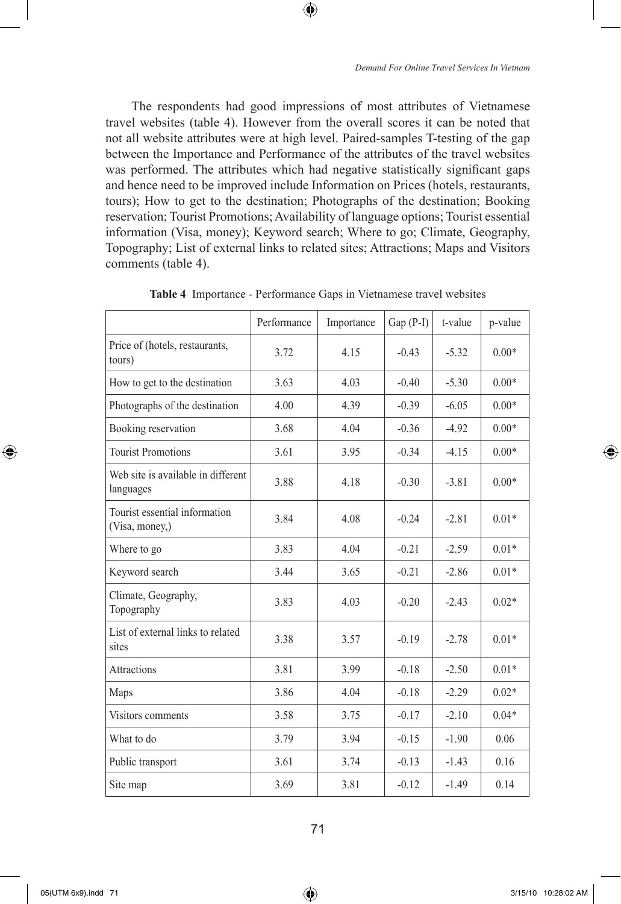The respondents had good impressions of most attributes of Vietnamese travel websites (table 4). However from the overall scores it can be noted that not all website attributes were at high level. Paired-samples T-testing of the gap between the Importance and Performance of the attributes of the travel websites was performed. The attributes which had negative statistically significant gaps and hence need to be improved include Information on Prices (hotels, restaurants, tours); How to get to the destination; Photographs of the destination; Booking reservation; Tourist Promotions; Availability of language options; Tourist essential information (Visa, money); Keyword search; Where to go; Climate, Geography, Topography; List of external links to related sites; Attractions; Maps and Visitors comments (table 4).

**Table 4** Importance - Performance Gaps in Vietnamese travel websites

| | Performance | Importance | Gap (P-I) | t-value | p-value |
|---|---|---|---|---|---|
| Price of (hotels, restaurants, tours) | 3.72 | 4.15 | -0.43 | -5.32 | 0.00* |
| How to get to the destination | 3.63 | 4.03 | -0.40 | -5.30 | 0.00* |
| Photographs of the destination | 4.00 | 4.39 | -0.39 | -6.05 | 0.00* |
| Booking reservation | 3.68 | 4.04 | -0.36 | -4.92 | 0.00* |
| Tourist Promotions | 3.61 | 3.95 | -0.34 | -4.15 | 0.00* |
| Web site is available in different languages | 3.88 | 4.18 | -0.30 | -3.81 | 0.00* |
| Tourist essential information (Visa, money,) | 3.84 | 4.08 | -0.24 | -2.81 | 0.01* |
| Where to go | 3.83 | 4.04 | -0.21 | -2.59 | 0.01* |
| Keyword search | 3.44 | 3.65 | -0.21 | -2.86 | 0.01* |
| Climate, Geography, Topography | 3.83 | 4.03 | -0.20 | -2.43 | 0.02* |
| List of external links to related sites | 3.38 | 3.57 | -0.19 | -2.78 | 0.01* |
| Attractions | 3.81 | 3.99 | -0.18 | -2.50 | 0.01* |
| Maps | 3.86 | 4.04 | -0.18 | -2.29 | 0.02* |
| Visitors comments | 3.58 | 3.75 | -0.17 | -2.10 | 0.04* |
| What to do | 3.79 | 3.94 | -0.15 | -1.90 | 0.06 |
| Public transport | 3.61 | 3.74 | -0.13 | -1.43 | 0.16 |
| Site map | 3.69 | 3.81 | -0.12 | -1.49 | 0.14 |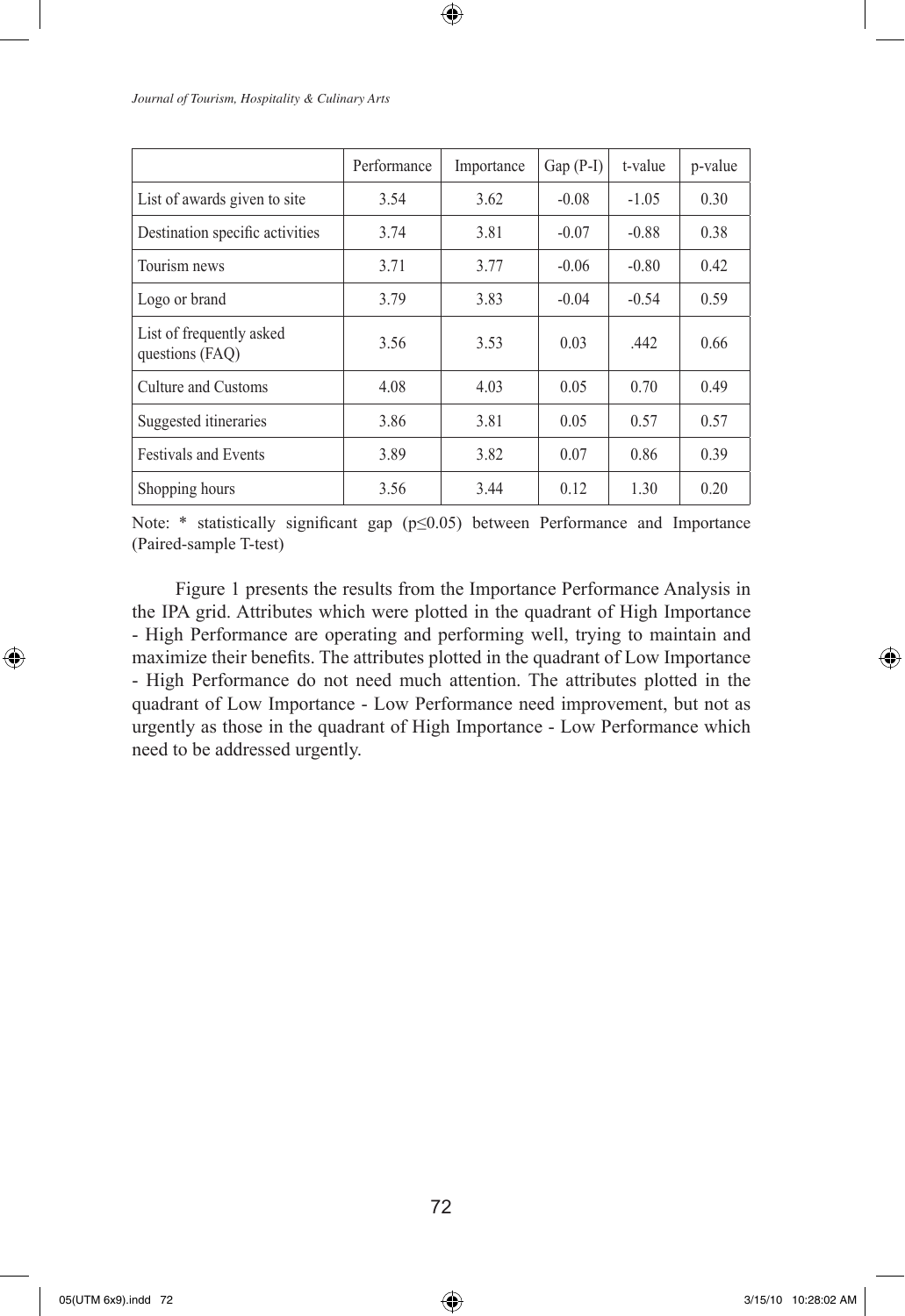|  | Performance | Importance | Gap (P-I) | t-value | p-value |
|---|---|---|---|---|---|
| List of awards given to site | 3.54 | 3.62 | -0.08 | -1.05 | 0.30 |
| Destination specific activities | 3.74 | 3.81 | -0.07 | -0.88 | 0.38 |
| Tourism news | 3.71 | 3.77 | -0.06 | -0.80 | 0.42 |
| Logo or brand | 3.79 | 3.83 | -0.04 | -0.54 | 0.59 |
| List of frequently asked questions (FAQ) | 3.56 | 3.53 | 0.03 | .442 | 0.66 |
| Culture and Customs | 4.08 | 4.03 | 0.05 | 0.70 | 0.49 |
| Suggested itineraries | 3.86 | 3.81 | 0.05 | 0.57 | 0.57 |
| Festivals and Events | 3.89 | 3.82 | 0.07 | 0.86 | 0.39 |
| Shopping hours | 3.56 | 3.44 | 0.12 | 1.30 | 0.20 |

Note: * statistically significant gap ($p \leq 0.05$) between Performance and Importance (Paired-sample T-test)

Figure 1 presents the results from the Importance Performance Analysis in the IPA grid. Attributes which were plotted in the quadrant of High Importance - High Performance are operating and performing well, trying to maintain and maximize their benefits. The attributes plotted in the quadrant of Low Importance - High Performance do not need much attention. The attributes plotted in the quadrant of Low Importance - Low Performance need improvement, but not as urgently as those in the quadrant of High Importance - Low Performance which need to be addressed urgently.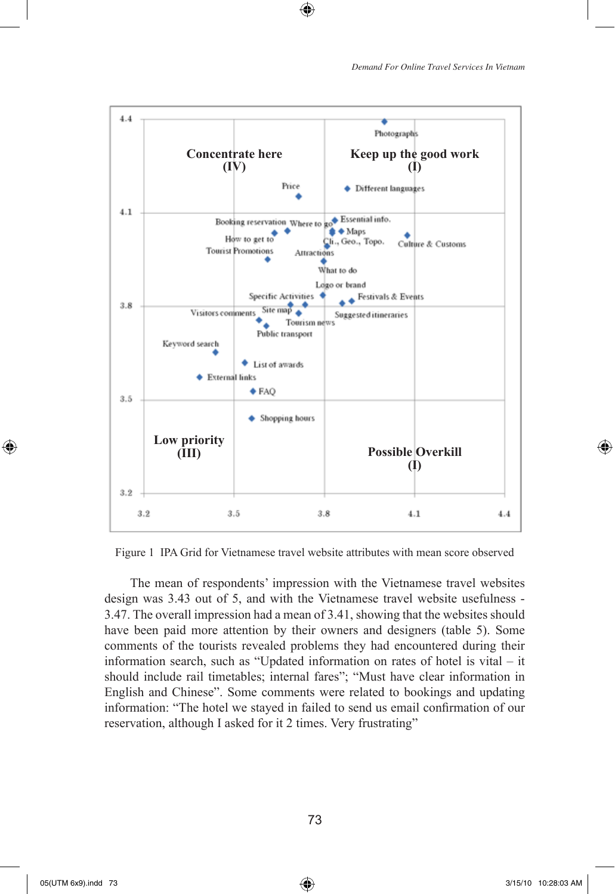Figure 1 IPA Grid for Vietnamese travel website attributes with mean score observed

The mean of respondents' impression with the Vietnamese travel websites design was 3.43 out of 5, and with the Vietnamese travel website usefulness - 3.47. The overall impression had a mean of 3.41, showing that the websites should have been paid more attention by their owners and designers (table 5). Some comments of the tourists revealed problems they had encountered during their information search, such as "Updated information on rates of hotel is vital – it should include rail timetables; internal fares"; "Must have clear information in English and Chinese". Some comments were related to bookings and updating information: "The hotel we stayed in failed to send us email confirmation of our reservation, although I asked for it 2 times. Very frustrating"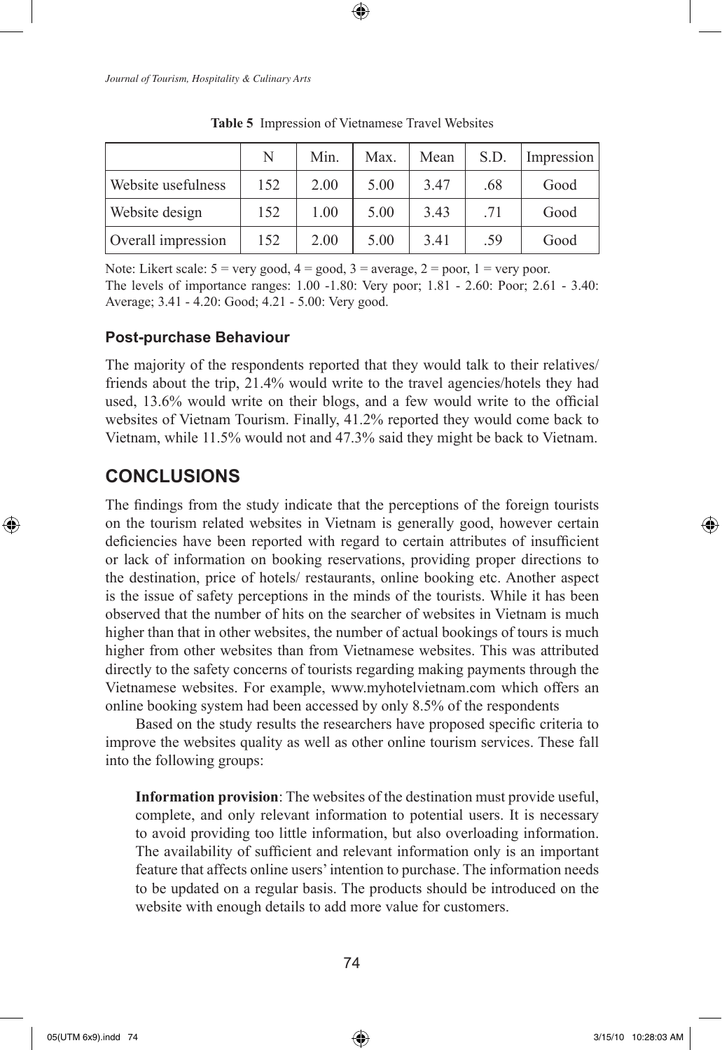**Table 5** Impression of Vietnamese Travel Websites

| | N | Min. | Max. | Mean | S.D. | Impression |
|---|---|---|---|---|---|---|
| Website usefulness | 152 | 2.00 | 5.00 | 3.47 | .68 | Good |
| Website design | 152 | 1.00 | 5.00 | 3.43 | .71 | Good |
| Overall impression | 152 | 2.00 | 5.00 | 3.41 | .59 | Good |

Note: Likert scale: 5 = very good, 4 = good, 3 = average, 2 = poor, 1 = very poor.
The levels of importance ranges: 1.00 -1.80: Very poor; 1.81 - 2.60: Poor; 2.61 - 3.40: Average; 3.41 - 4.20: Good; 4.21 - 5.00: Very good.

### Post-purchase Behaviour

The majority of the respondents reported that they would talk to their relatives/ friends about the trip, 21.4% would write to the travel agencies/hotels they had used, 13.6% would write on their blogs, and a few would write to the official websites of Vietnam Tourism. Finally, 41.2% reported they would come back to Vietnam, while 11.5% would not and 47.3% said they might be back to Vietnam.

## CONCLUSIONS

The findings from the study indicate that the perceptions of the foreign tourists on the tourism related websites in Vietnam is generally good, however certain deficiencies have been reported with regard to certain attributes of insufficient or lack of information on booking reservations, providing proper directions to the destination, price of hotels/ restaurants, online booking etc. Another aspect is the issue of safety perceptions in the minds of the tourists. While it has been observed that the number of hits on the searcher of websites in Vietnam is much higher than that in other websites, the number of actual bookings of tours is much higher from other websites than from Vietnamese websites. This was attributed directly to the safety concerns of tourists regarding making payments through the Vietnamese websites. For example, www.myhotelvietnam.com which offers an online booking system had been accessed by only 8.5% of the respondents

Based on the study results the researchers have proposed specific criteria to improve the websites quality as well as other online tourism services. These fall into the following groups:

**Information provision**: The websites of the destination must provide useful, complete, and only relevant information to potential users. It is necessary to avoid providing too little information, but also overloading information. The availability of sufficient and relevant information only is an important feature that affects online users' intention to purchase. The information needs to be updated on a regular basis. The products should be introduced on the website with enough details to add more value for customers.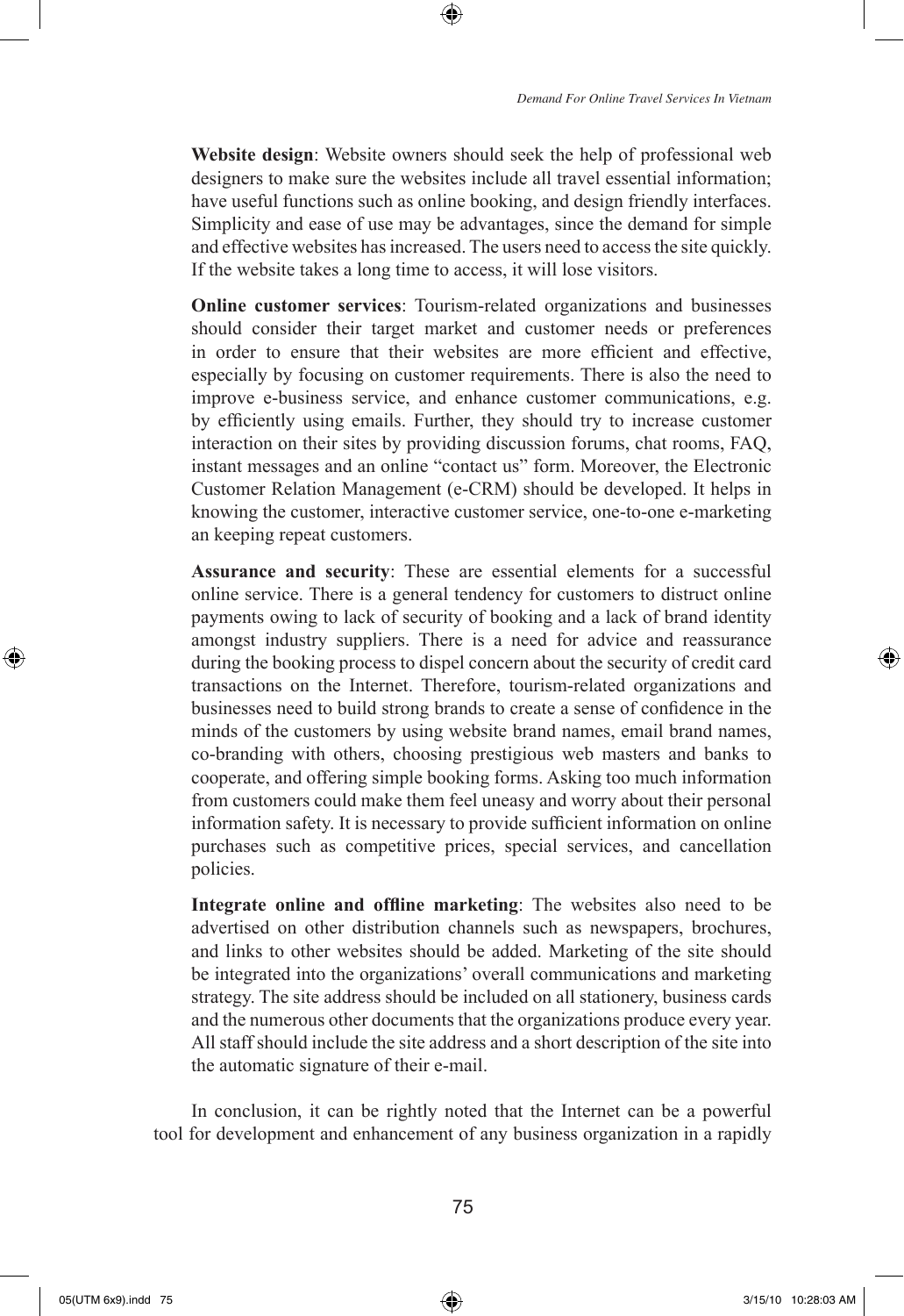**Website design**: Website owners should seek the help of professional web designers to make sure the websites include all travel essential information; have useful functions such as online booking, and design friendly interfaces. Simplicity and ease of use may be advantages, since the demand for simple and effective websites has increased. The users need to access the site quickly. If the website takes a long time to access, it will lose visitors.

**Online customer services**: Tourism-related organizations and businesses should consider their target market and customer needs or preferences in order to ensure that their websites are more efficient and effective, especially by focusing on customer requirements. There is also the need to improve e-business service, and enhance customer communications, e.g. by efficiently using emails. Further, they should try to increase customer interaction on their sites by providing discussion forums, chat rooms, FAQ, instant messages and an online "contact us" form. Moreover, the Electronic Customer Relation Management (e-CRM) should be developed. It helps in knowing the customer, interactive customer service, one-to-one e-marketing an keeping repeat customers.

**Assurance and security**: These are essential elements for a successful online service. There is a general tendency for customers to distruct online payments owing to lack of security of booking and a lack of brand identity amongst industry suppliers. There is a need for advice and reassurance during the booking process to dispel concern about the security of credit card transactions on the Internet. Therefore, tourism-related organizations and businesses need to build strong brands to create a sense of confidence in the minds of the customers by using website brand names, email brand names, co-branding with others, choosing prestigious web masters and banks to cooperate, and offering simple booking forms. Asking too much information from customers could make them feel uneasy and worry about their personal information safety. It is necessary to provide sufficient information on online purchases such as competitive prices, special services, and cancellation policies.

**Integrate online and offline marketing**: The websites also need to be advertised on other distribution channels such as newspapers, brochures, and links to other websites should be added. Marketing of the site should be integrated into the organizations' overall communications and marketing strategy. The site address should be included on all stationery, business cards and the numerous other documents that the organizations produce every year. All staff should include the site address and a short description of the site into the automatic signature of their e-mail.

In conclusion, it can be rightly noted that the Internet can be a powerful tool for development and enhancement of any business organization in a rapidly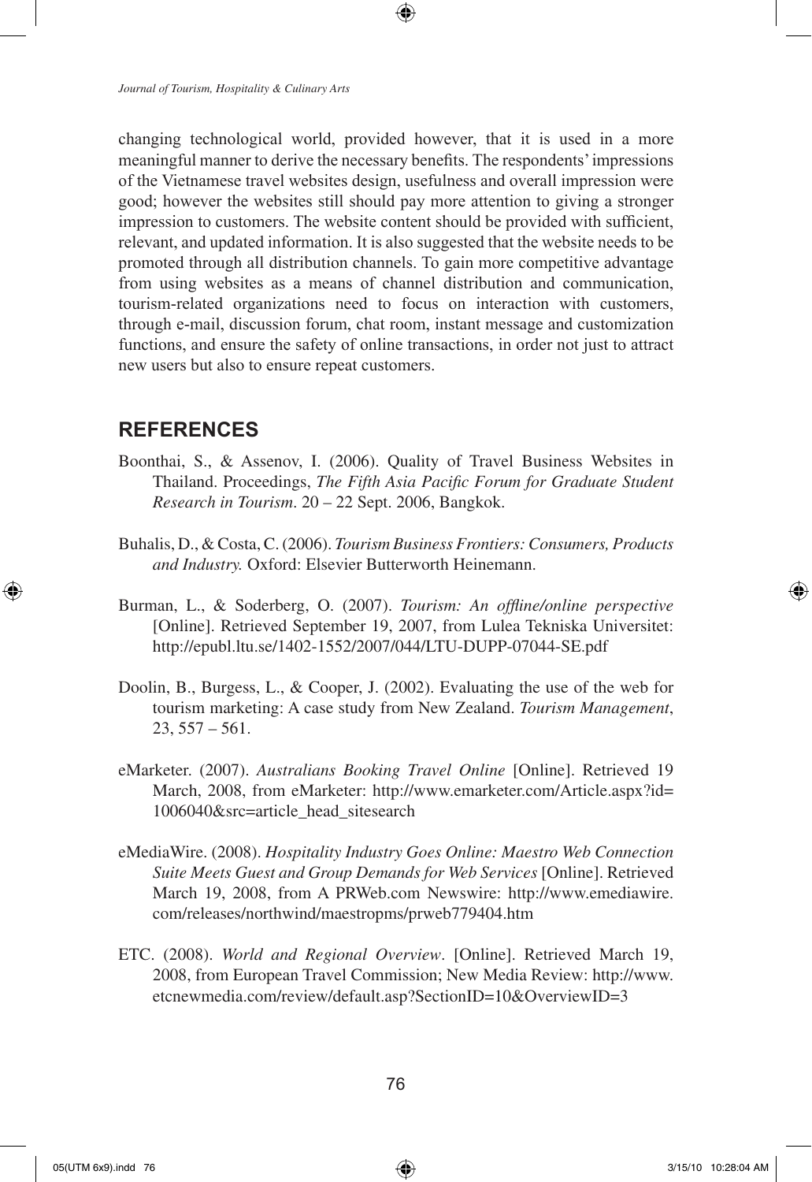changing technological world, provided however, that it is used in a more meaningful manner to derive the necessary benefits. The respondents' impressions of the Vietnamese travel websites design, usefulness and overall impression were good; however the websites still should pay more attention to giving a stronger impression to customers. The website content should be provided with sufficient, relevant, and updated information. It is also suggested that the website needs to be promoted through all distribution channels. To gain more competitive advantage from using websites as a means of channel distribution and communication, tourism-related organizations need to focus on interaction with customers, through e-mail, discussion forum, chat room, instant message and customization functions, and ensure the safety of online transactions, in order not just to attract new users but also to ensure repeat customers.

## REFERENCES

Boonthai, S., & Assenov, I. (2006). Quality of Travel Business Websites in Thailand. Proceedings, *The Fifth Asia Pacific Forum for Graduate Student Research in Tourism*. 20 – 22 Sept. 2006, Bangkok.

Buhalis, D., & Costa, C. (2006). *Tourism Business Frontiers: Consumers, Products and Industry.* Oxford: Elsevier Butterworth Heinemann.

Burman, L., & Soderberg, O. (2007). *Tourism: An offline/online perspective* [Online]. Retrieved September 19, 2007, from Lulea Tekniska Universitet: http://epubl.ltu.se/1402-1552/2007/044/LTU-DUPP-07044-SE.pdf

Doolin, B., Burgess, L., & Cooper, J. (2002). Evaluating the use of the web for tourism marketing: A case study from New Zealand. *Tourism Management*, 23, 557 – 561.

eMarketer. (2007). *Australians Booking Travel Online* [Online]. Retrieved 19 March, 2008, from eMarketer: http://www.emarketer.com/Article.aspx?id=1006040&src=article_head_sitesearch

eMediaWire. (2008). *Hospitality Industry Goes Online: Maestro Web Connection Suite Meets Guest and Group Demands for Web Services* [Online]. Retrieved March 19, 2008, from A PRWeb.com Newswire: http://www.emediawire.com/releases/northwind/maestropms/prweb779404.htm

ETC. (2008). *World and Regional Overview*. [Online]. Retrieved March 19, 2008, from European Travel Commission; New Media Review: http://www.etcnewmedia.com/review/default.asp?SectionID=10&OverviewID=3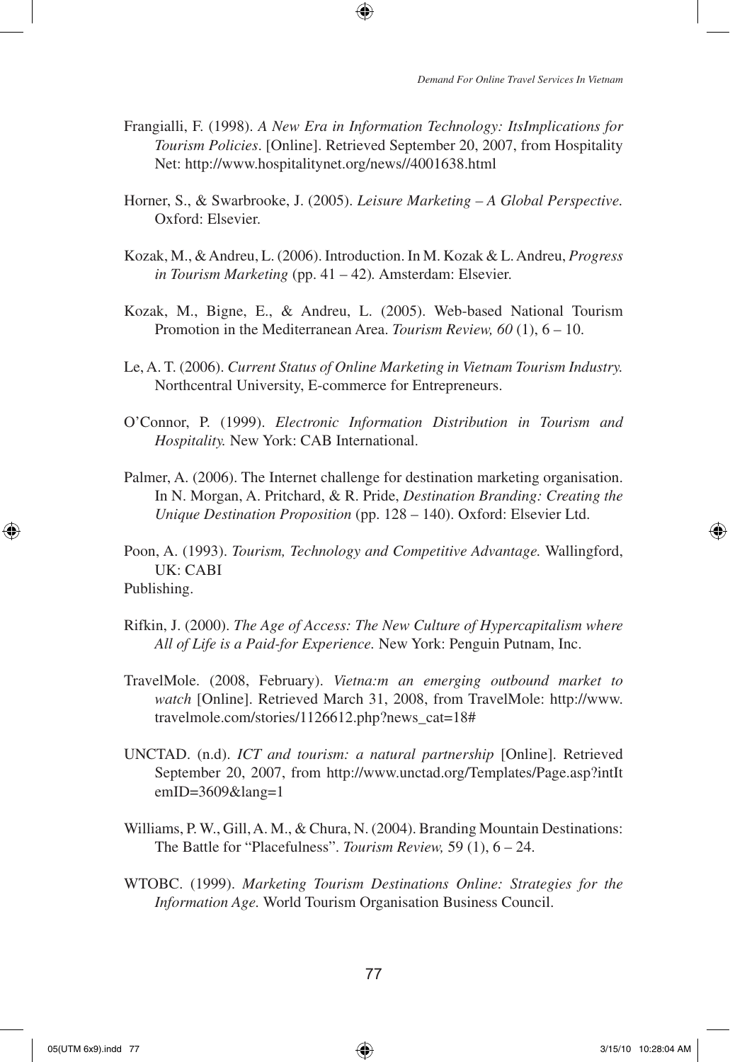Frangialli, F. (1998). *A New Era in Information Technology: ItsImplications for Tourism Policies*. [Online]. Retrieved September 20, 2007, from Hospitality Net: http://www.hospitalitynet.org/news//4001638.html

Horner, S., & Swarbrooke, J. (2005). *Leisure Marketing – A Global Perspective.* Oxford: Elsevier.

Kozak, M., & Andreu, L. (2006). Introduction. In M. Kozak & L. Andreu, *Progress in Tourism Marketing* (pp. 41 – 42)*.* Amsterdam: Elsevier.

Kozak, M., Bigne, E., & Andreu, L. (2005). Web-based National Tourism Promotion in the Mediterranean Area. *Tourism Review, 60* (1), 6 – 10.

Le, A. T. (2006). *Current Status of Online Marketing in Vietnam Tourism Industry.* Northcentral University, E-commerce for Entrepreneurs.

O'Connor, P. (1999). *Electronic Information Distribution in Tourism and Hospitality.* New York: CAB International.

Palmer, A. (2006). The Internet challenge for destination marketing organisation. In N. Morgan, A. Pritchard, & R. Pride, *Destination Branding: Creating the Unique Destination Proposition* (pp. 128 – 140). Oxford: Elsevier Ltd.

Poon, A. (1993). *Tourism, Technology and Competitive Advantage.* Wallingford, UK: CABI
Publishing.

Rifkin, J. (2000). *The Age of Access: The New Culture of Hypercapitalism where All of Life is a Paid-for Experience.* New York: Penguin Putnam, Inc.

TravelMole. (2008, February). *Vietna:m an emerging outbound market to watch* [Online]. Retrieved March 31, 2008, from TravelMole: http://www.travelmole.com/stories/1126612.php?news_cat=18#

UNCTAD. (n.d). *ICT and tourism: a natural partnership* [Online]. Retrieved September 20, 2007, from http://www.unctad.org/Templates/Page.asp?intItemID=3609&lang=1

Williams, P. W., Gill, A. M., & Chura, N. (2004). Branding Mountain Destinations: The Battle for "Placefulness". *Tourism Review,* 59 (1), 6 – 24.

WTOBC. (1999). *Marketing Tourism Destinations Online: Strategies for the Information Age.* World Tourism Organisation Business Council.